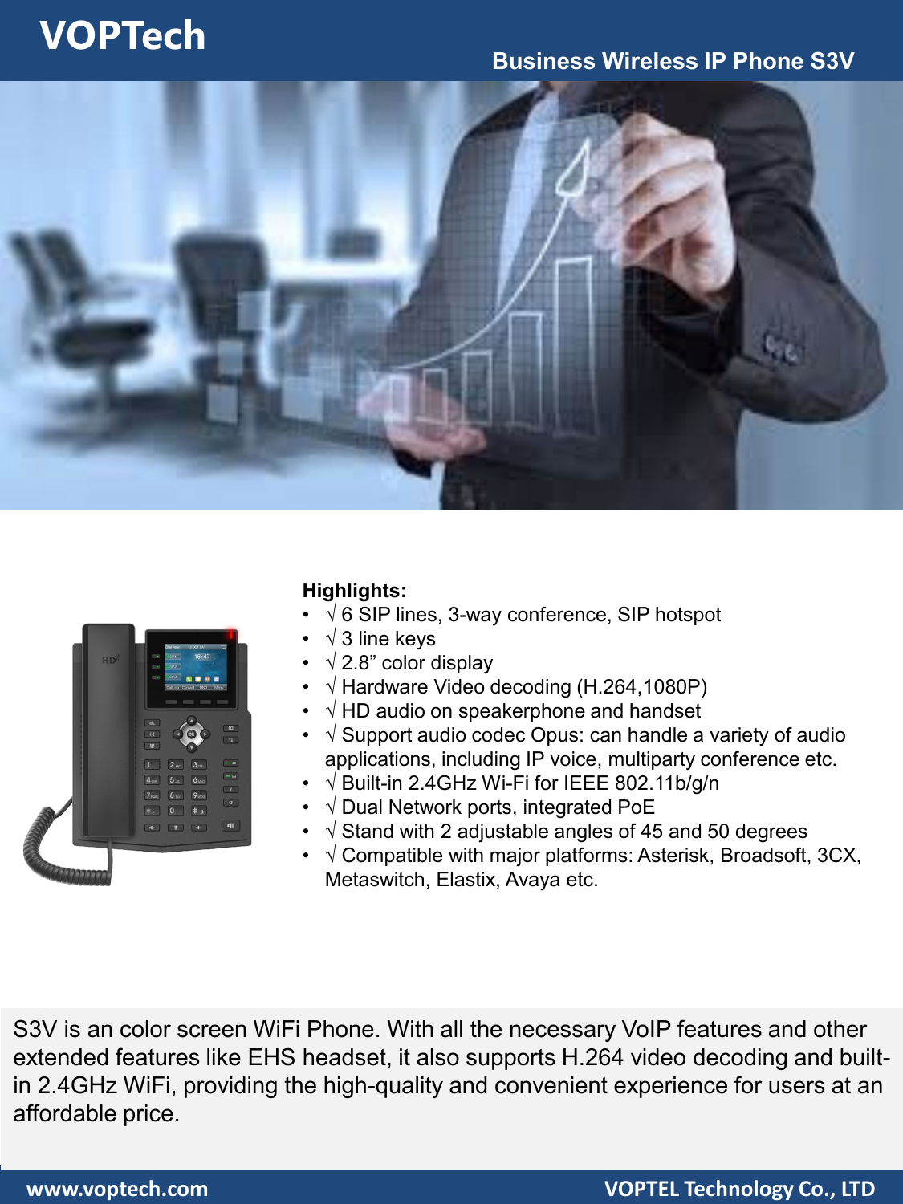# VOPTech

## Business Wireless IP Phone S3V

**Highlights:**

- √ 6 SIP lines, 3-way conference, SIP hotspot
- √ 3 line keys
- √ 2.8” color display
- √ Hardware Video decoding (H.264,1080P)
- √ HD audio on speakerphone and handset
- √ Support audio codec Opus: can handle a variety of audio applications, including IP voice, multiparty conference etc.
- √ Built-in 2.4GHz Wi-Fi for IEEE 802.11b/g/n
- √ Dual Network ports, integrated PoE
- √ Stand with 2 adjustable angles of 45 and 50 degrees
- √ Compatible with major platforms: Asterisk, Broadsoft, 3CX, Metaswitch, Elastix, Avaya etc.

S3V is an color screen WiFi Phone. With all the necessary VoIP features and other extended features like EHS headset, it also supports H.264 video decoding and built-in 2.4GHz WiFi, providing the high-quality and convenient experience for users at an affordable price.

www.voptech.com VOPTEL Technology Co., LTD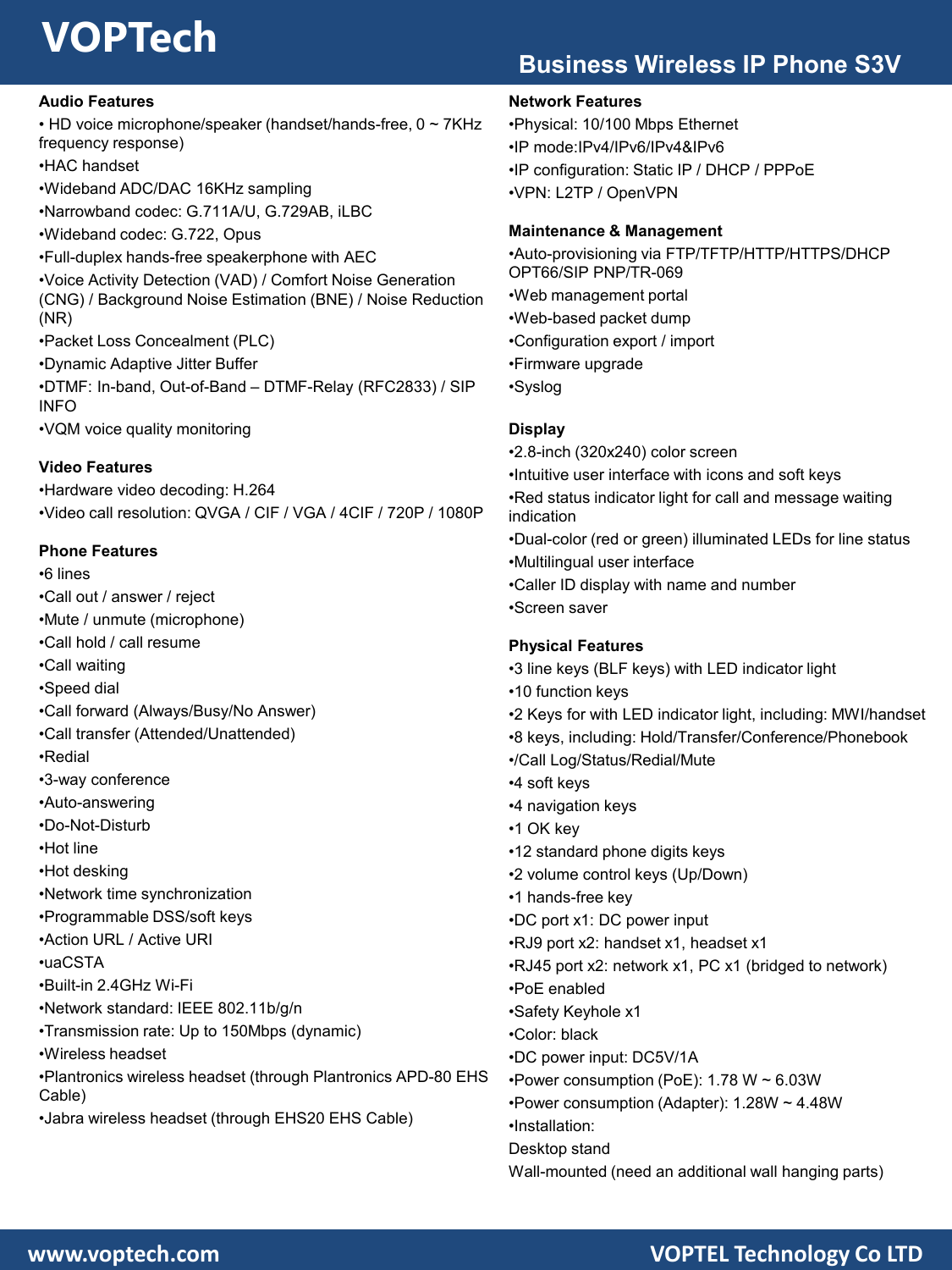# VOPTech

## Business Wireless IP Phone S3V

### Audio Features

- HD voice microphone/speaker (handset/hands-free, 0 ~ 7KHz frequency response)
- HAC handset
- Wideband ADC/DAC 16KHz sampling
- Narrowband codec: G.711A/U, G.729AB, iLBC
- Wideband codec: G.722, Opus
- Full-duplex hands-free speakerphone with AEC
- Voice Activity Detection (VAD) / Comfort Noise Generation (CNG) / Background Noise Estimation (BNE) / Noise Reduction (NR)
- Packet Loss Concealment (PLC)
- Dynamic Adaptive Jitter Buffer
- DTMF: In-band, Out-of-Band – DTMF-Relay (RFC2833) / SIP INFO
- VQM voice quality monitoring

### Video Features

- Hardware video decoding: H.264
- Video call resolution: QVGA / CIF / VGA / 4CIF / 720P / 1080P

### Phone Features

- 6 lines
- Call out / answer / reject
- Mute / unmute (microphone)
- Call hold / call resume
- Call waiting
- Speed dial
- Call forward (Always/Busy/No Answer)
- Call transfer (Attended/Unattended)
- Redial
- 3-way conference
- Auto-answering
- Do-Not-Disturb
- Hot line
- Hot desking
- Network time synchronization
- Programmable DSS/soft keys
- Action URL / Active URI
- uaCSTA
- Built-in 2.4GHz Wi-Fi
- Network standard: IEEE 802.11b/g/n
- Transmission rate: Up to 150Mbps (dynamic)
- Wireless headset
- Plantronics wireless headset (through Plantronics APD-80 EHS Cable)
- Jabra wireless headset (through EHS20 EHS Cable)

### Network Features

- Physical: 10/100 Mbps Ethernet
- IP mode:IPv4/IPv6/IPv4&IPv6
- IP configuration: Static IP / DHCP / PPPoE
- VPN: L2TP / OpenVPN

### Maintenance & Management

- Auto-provisioning via FTP/TFTP/HTTP/HTTPS/DHCP OPT66/SIP PNP/TR-069
- Web management portal
- Web-based packet dump
- Configuration export / import
- Firmware upgrade
- Syslog

### Display

- 2.8-inch (320x240) color screen
- Intuitive user interface with icons and soft keys
- Red status indicator light for call and message waiting indication
- Dual-color (red or green) illuminated LEDs for line status
- Multilingual user interface
- Caller ID display with name and number
- Screen saver

### Physical Features

- 3 line keys (BLF keys) with LED indicator light
- 10 function keys
- 2 Keys for with LED indicator light, including: MWI/handset
- 8 keys, including: Hold/Transfer/Conference/Phonebook
- /Call Log/Status/Redial/Mute
- 4 soft keys
- 4 navigation keys
- 1 OK key
- 12 standard phone digits keys
- 2 volume control keys (Up/Down)
- 1 hands-free key
- DC port x1: DC power input
- RJ9 port x2: handset x1, headset x1
- RJ45 port x2: network x1, PC x1 (bridged to network)
- PoE enabled
- Safety Keyhole x1
- Color: black
- DC power input: DC5V/1A
- Power consumption (PoE): 1.78 W ~ 6.03W
- Power consumption (Adapter): 1.28W ~ 4.48W
- Installation:

Desktop stand

Wall-mounted (need an additional wall hanging parts)

www.voptech.com

VOPTEL Technology Co LTD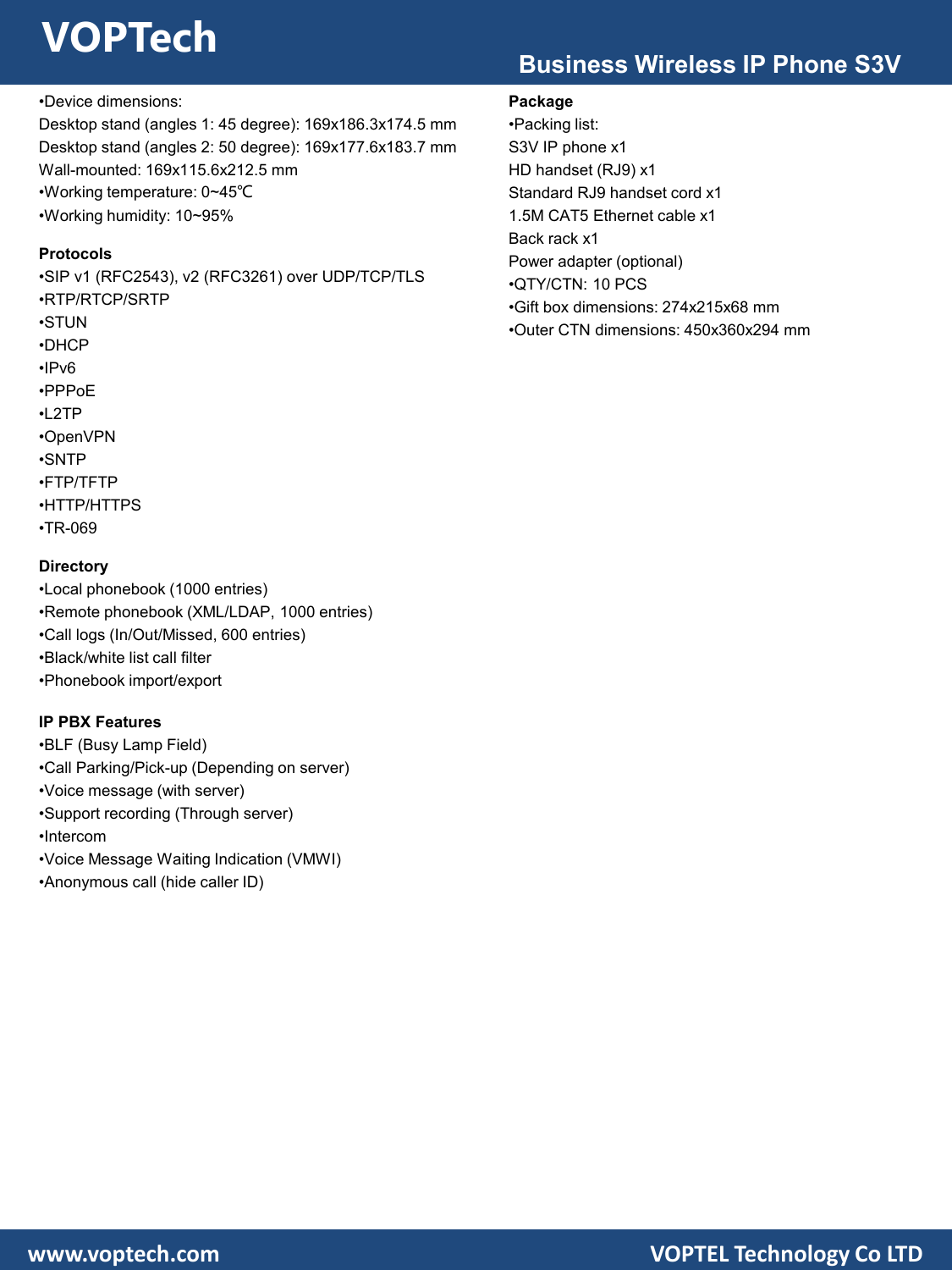•Device dimensions:
Desktop stand (angles 1: 45 degree): 169x186.3x174.5 mm
Desktop stand (angles 2: 50 degree): 169x177.6x183.7 mm
Wall-mounted: 169x115.6x212.5 mm
•Working temperature: 0~45℃
•Working humidity: 10~95%

**Protocols**
•SIP v1 (RFC2543), v2 (RFC3261) over UDP/TCP/TLS
•RTP/RTCP/SRTP
•STUN
•DHCP
•IPv6
•PPPoE
•L2TP
•OpenVPN
•SNTP
•FTP/TFTP
•HTTP/HTTPS
•TR-069

**Directory**
•Local phonebook (1000 entries)
•Remote phonebook (XML/LDAP, 1000 entries)
•Call logs (In/Out/Missed, 600 entries)
•Black/white list call filter
•Phonebook import/export

**IP PBX Features**
•BLF (Busy Lamp Field)
•Call Parking/Pick-up (Depending on server)
•Voice message (with server)
•Support recording (Through server)
•Intercom
•Voice Message Waiting Indication (VMWI)
•Anonymous call (hide caller ID)

**Package**
•Packing list:
S3V IP phone x1
HD handset (RJ9) x1
Standard RJ9 handset cord x1
1.5M CAT5 Ethernet cable x1
Back rack x1
Power adapter (optional)
•QTY/CTN: 10 PCS
•Gift box dimensions: 274x215x68 mm
•Outer CTN dimensions: 450x360x294 mm